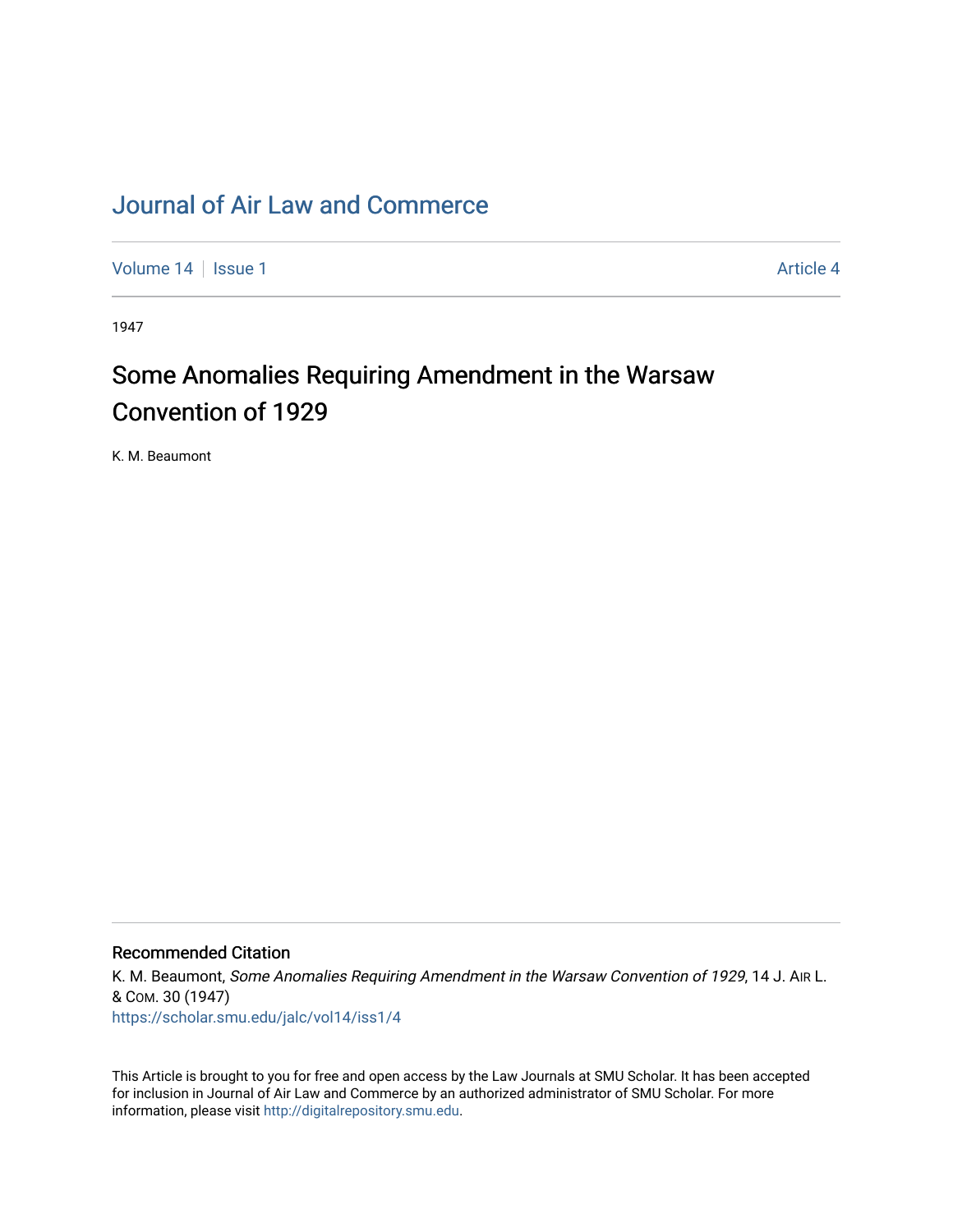# Journal of Air Law and Commerce

Volume 14 | Issue 1 | Article 4

1947

## Some Anomalies Requiring Amendment in the Warsaw Convention of 1929

K. M. Beaumont

### Recommended Citation

K. M. Beaumont, *Some Anomalies Requiring Amendment in the Warsaw Convention of 1929*, 14 J. AIR L. & COM. 30 (1947)

https://scholar.smu.edu/jalc/vol14/iss1/4

This Article is brought to you for free and open access by the Law Journals at SMU Scholar. It has been accepted for inclusion in Journal of Air Law and Commerce by an authorized administrator of SMU Scholar. For more information, please visit http://digitalrepository.smu.edu.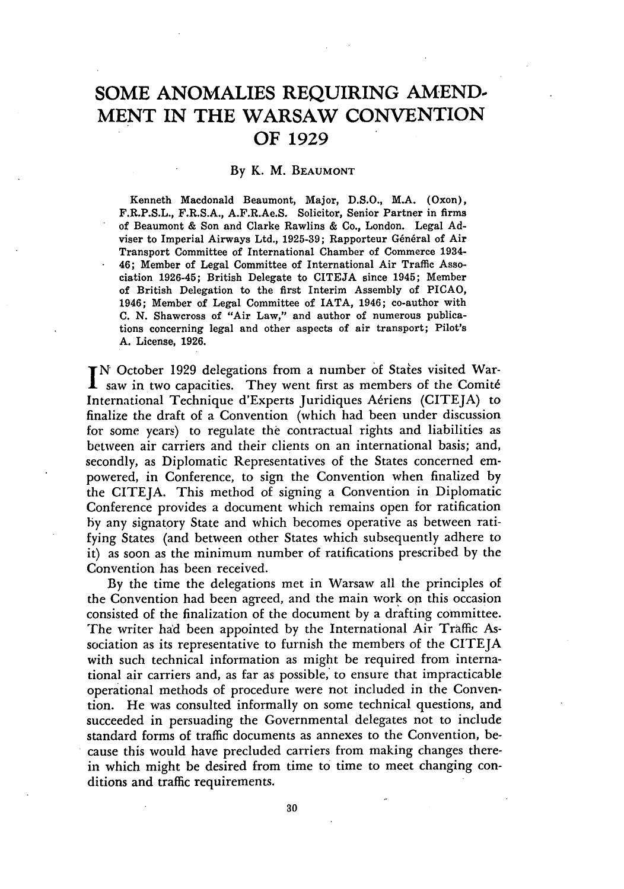# SOME ANOMALIES REQUIRING AMENDMENT IN THE WARSAW CONVENTION OF 1929

By K. M. Beaumont

Kenneth Macdonald Beaumont, Major, D.S.O., M.A. (Oxon), F.R.P.S.L., F.R.S.A., A.F.R.Ae.S. Solicitor, Senior Partner in firms of Beaumont & Son and Clarke Rawlins & Co., London. Legal Adviser to Imperial Airways Ltd., 1925-39; Rapporteur Général of Air Transport Committee of International Chamber of Commerce 1934-46; Member of Legal Committee of International Air Traffic Association 1926-45; British Delegate to CITEJA since 1945; Member of British Delegation to the first Interim Assembly of PICAO, 1946; Member of Legal Committee of IATA, 1946; co-author with C. N. Shawcross of "Air Law," and author of numerous publications concerning legal and other aspects of air transport; Pilot's A. License, 1926.

In October 1929 delegations from a number of States visited Warsaw in two capacities. They went first as members of the Comité International Technique d'Experts Juridiques Aériens (CITEJA) to finalize the draft of a Convention (which had been under discussion for some years) to regulate the contractual rights and liabilities as between air carriers and their clients on an international basis; and, secondly, as Diplomatic Representatives of the States concerned empowered, in Conference, to sign the Convention when finalized by the CITEJA. This method of signing a Convention in Diplomatic Conference provides a document which remains open for ratification by any signatory State and which becomes operative as between ratifying States (and between other States which subsequently adhere to it) as soon as the minimum number of ratifications prescribed by the Convention has been received.

By the time the delegations met in Warsaw all the principles of the Convention had been agreed, and the main work on this occasion consisted of the finalization of the document by a drafting committee. The writer had been appointed by the International Air Traffic Association as its representative to furnish the members of the CITEJA with such technical information as might be required from international air carriers and, as far as possible, to ensure that impracticable operational methods of procedure were not included in the Convention. He was consulted informally on some technical questions, and succeeded in persuading the Governmental delegates not to include standard forms of traffic documents as annexes to the Convention, because this would have precluded carriers from making changes therein which might be desired from time to time to meet changing conditions and traffic requirements.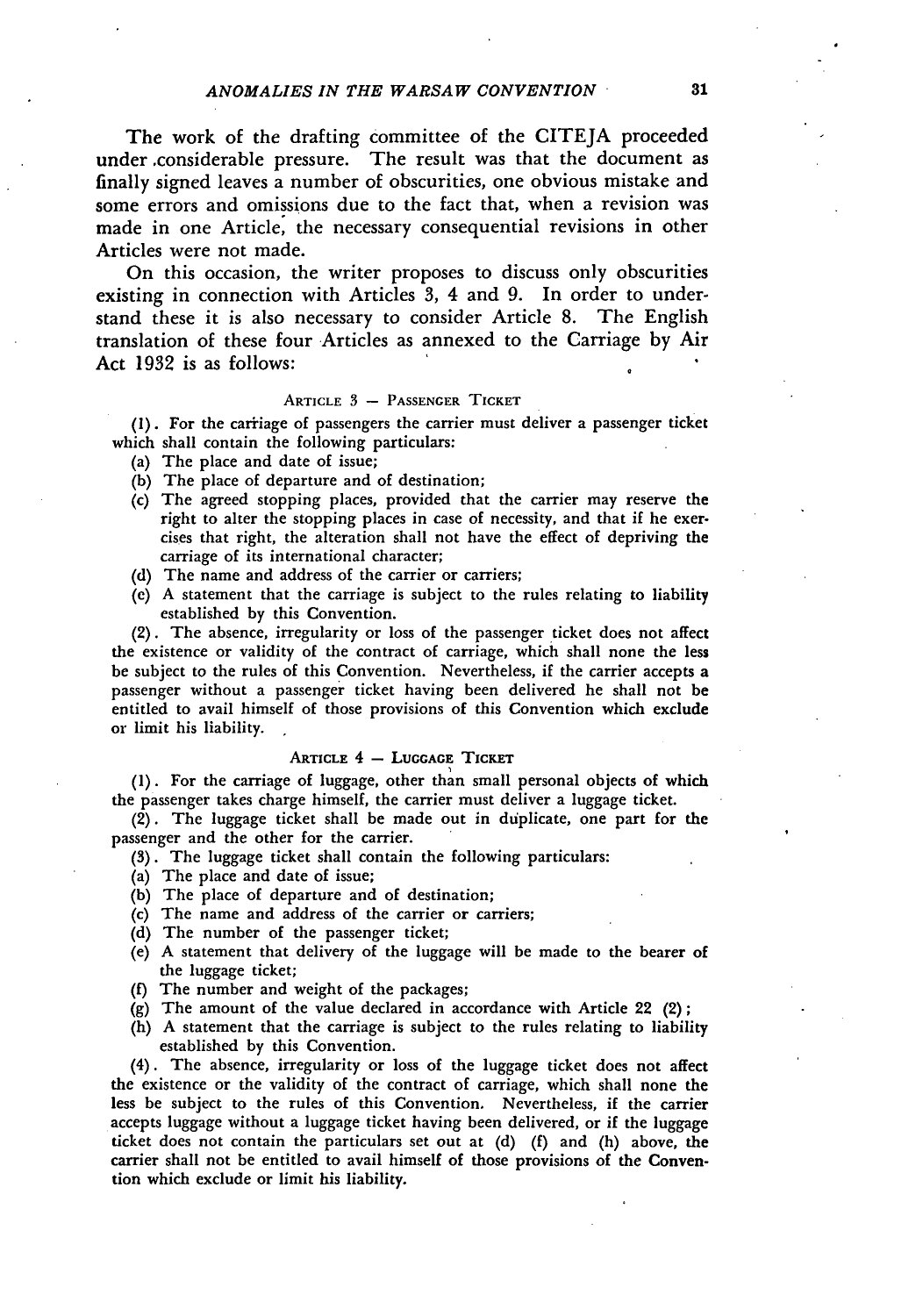The work of the drafting committee of the CITEJA proceeded under considerable pressure. The result was that the document as finally signed leaves a number of obscurities, one obvious mistake and some errors and omissions due to the fact that, when a revision was made in one Article, the necessary consequential revisions in other Articles were not made.

On this occasion, the writer proposes to discuss only obscurities existing in connection with Articles 3, 4 and 9. In order to understand these it is also necessary to consider Article 8. The English translation of these four Articles as annexed to the Carriage by Air Act 1932 is as follows:

#### ARTICLE 3 — PASSENGER TICKET

(1). For the carriage of passengers the carrier must deliver a passenger ticket which shall contain the following particulars:

(a) The place and date of issue;
(b) The place of departure and of destination;
(c) The agreed stopping places, provided that the carrier may reserve the right to alter the stopping places in case of necessity, and that if he exercises that right, the alteration shall not have the effect of depriving the carriage of its international character;
(d) The name and address of the carrier or carriers;
(e) A statement that the carriage is subject to the rules relating to liability established by this Convention.

(2). The absence, irregularity or loss of the passenger ticket does not affect the existence or validity of the contract of carriage, which shall none the less be subject to the rules of this Convention. Nevertheless, if the carrier accepts a passenger without a passenger ticket having been delivered he shall not be entitled to avail himself of those provisions of this Convention which exclude or limit his liability.

#### ARTICLE 4 — LUGGAGE TICKET

(1). For the carriage of luggage, other than small personal objects of which the passenger takes charge himself, the carrier must deliver a luggage ticket.

(2). The luggage ticket shall be made out in duplicate, one part for the passenger and the other for the carrier.

(3). The luggage ticket shall contain the following particulars:

(a) The place and date of issue;
(b) The place of departure and of destination;
(c) The name and address of the carrier or carriers;
(d) The number of the passenger ticket;
(e) A statement that delivery of the luggage will be made to the bearer of the luggage ticket;
(f) The number and weight of the packages;
(g) The amount of the value declared in accordance with Article 22 (2);
(h) A statement that the carriage is subject to the rules relating to liability established by this Convention.

(4). The absence, irregularity or loss of the luggage ticket does not affect the existence or the validity of the contract of carriage, which shall none the less be subject to the rules of this Convention. Nevertheless, if the carrier accepts luggage without a luggage ticket having been delivered, or if the luggage ticket does not contain the particulars set out at (d) (f) and (h) above, the carrier shall not be entitled to avail himself of those provisions of the Convention which exclude or limit his liability.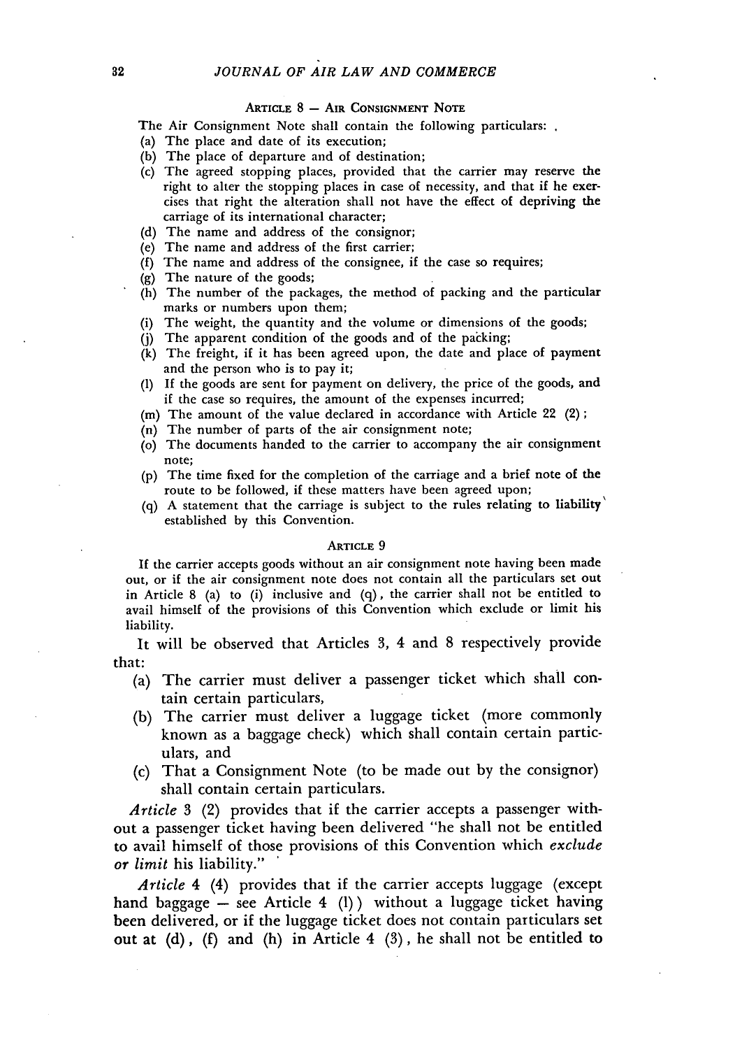#### Article 8 — Air Consignment Note

The Air Consignment Note shall contain the following particulars: .

(a) The place and date of its execution;
(b) The place of departure and of destination;
(c) The agreed stopping places, provided that the carrier may reserve the right to alter the stopping places in case of necessity, and that if he exercises that right the alteration shall not have the effect of depriving the carriage of its international character;
(d) The name and address of the consignor;
(e) The name and address of the first carrier;
(f) The name and address of the consignee, if the case so requires;
(g) The nature of the goods;
(h) The number of the packages, the method of packing and the particular marks or numbers upon them;
(i) The weight, the quantity and the volume or dimensions of the goods;
(j) The apparent condition of the goods and of the packing;
(k) The freight, if it has been agreed upon, the date and place of payment and the person who is to pay it;
(l) If the goods are sent for payment on delivery, the price of the goods, and if the case so requires, the amount of the expenses incurred;
(m) The amount of the value declared in accordance with Article 22 (2);
(n) The number of parts of the air consignment note;
(o) The documents handed to the carrier to accompany the air consignment note;
(p) The time fixed for the completion of the carriage and a brief note of the route to be followed, if these matters have been agreed upon;
(q) A statement that the carriage is subject to the rules relating to liability established by this Convention.

#### Article 9

If the carrier accepts goods without an air consignment note having been made out, or if the air consignment note does not contain all the particulars set out in Article 8 (a) to (i) inclusive and (q), the carrier shall not be entitled to avail himself of the provisions of this Convention which exclude or limit his liability.

It will be observed that Articles 3, 4 and 8 respectively provide that:

(a) The carrier must deliver a passenger ticket which shall contain certain particulars,
(b) The carrier must deliver a luggage ticket (more commonly known as a baggage check) which shall contain certain particulars, and
(c) That a Consignment Note (to be made out by the consignor) shall contain certain particulars.

*Article* 3 (2) provides that if the carrier accepts a passenger without a passenger ticket having been delivered "he shall not be entitled to avail himself of those provisions of this Convention which *exclude or limit* his liability."

*Article* 4 (4) provides that if the carrier accepts luggage (except hand baggage — see Article 4 (1)) without a luggage ticket having been delivered, or if the luggage ticket does not contain particulars set out at (d), (f) and (h) in Article 4 (3), he shall not be entitled to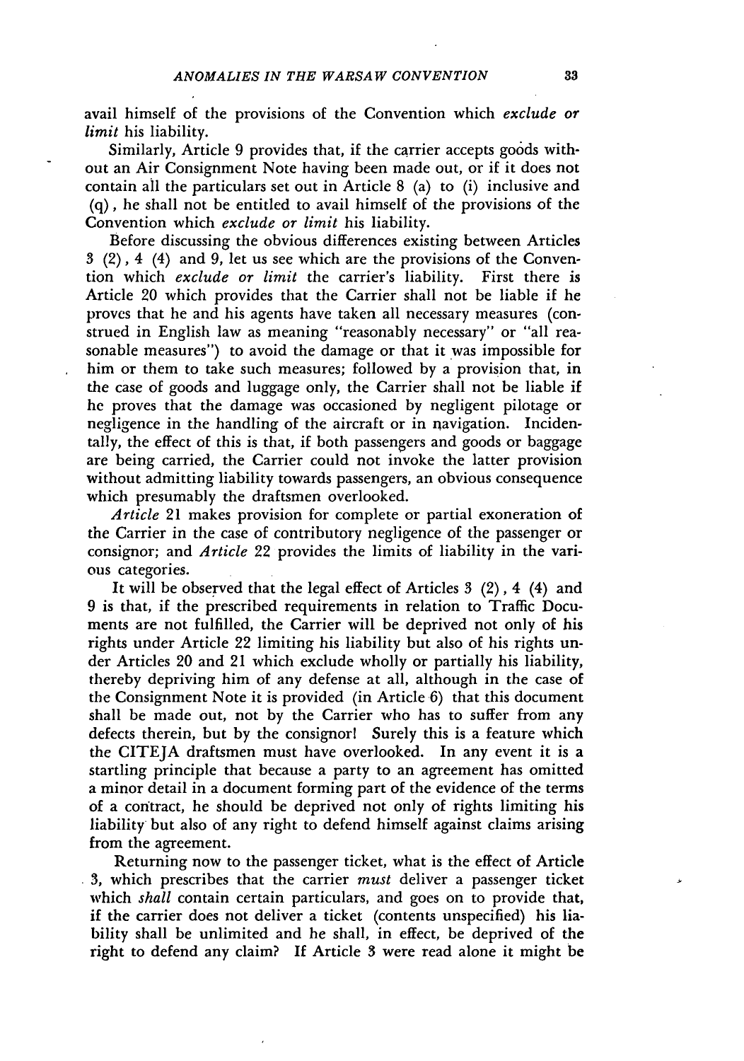avail himself of the provisions of the Convention which *exclude or limit* his liability.

Similarly, Article 9 provides that, if the carrier accepts goods without an Air Consignment Note having been made out, or if it does not contain all the particulars set out in Article 8 (a) to (i) inclusive and (q), he shall not be entitled to avail himself of the provisions of the Convention which *exclude or limit* his liability.

Before discussing the obvious differences existing between Articles 3 (2), 4 (4) and 9, let us see which are the provisions of the Convention which *exclude or limit* the carrier's liability. First there is Article 20 which provides that the Carrier shall not be liable if he proves that he and his agents have taken all necessary measures (construed in English law as meaning "reasonably necessary" or "all reasonable measures") to avoid the damage or that it was impossible for him or them to take such measures; followed by a provision that, in the case of goods and luggage only, the Carrier shall not be liable if he proves that the damage was occasioned by negligent pilotage or negligence in the handling of the aircraft or in navigation. Incidentally, the effect of this is that, if both passengers and goods or baggage are being carried, the Carrier could not invoke the latter provision without admitting liability towards passengers, an obvious consequence which presumably the draftsmen overlooked.

*Article* 21 makes provision for complete or partial exoneration of the Carrier in the case of contributory negligence of the passenger or consignor; and *Article* 22 provides the limits of liability in the various categories.

It will be observed that the legal effect of Articles 3 (2), 4 (4) and 9 is that, if the prescribed requirements in relation to Traffic Documents are not fulfilled, the Carrier will be deprived not only of his rights under Article 22 limiting his liability but also of his rights under Articles 20 and 21 which exclude wholly or partially his liability, thereby depriving him of any defense at all, although in the case of the Consignment Note it is provided (in Article 6) that this document shall be made out, not by the Carrier who has to suffer from any defects therein, but by the consignor! Surely this is a feature which the CITEJA draftsmen must have overlooked. In any event it is a startling principle that because a party to an agreement has omitted a minor detail in a document forming part of the evidence of the terms of a contract, he should be deprived not only of rights limiting his liability but also of any right to defend himself against claims arising from the agreement.

Returning now to the passenger ticket, what is the effect of Article 3, which prescribes that the carrier *must* deliver a passenger ticket which *shall* contain certain particulars, and goes on to provide that, if the carrier does not deliver a ticket (contents unspecified) his liability shall be unlimited and he shall, in effect, be deprived of the right to defend any claim? If Article 3 were read alone it might be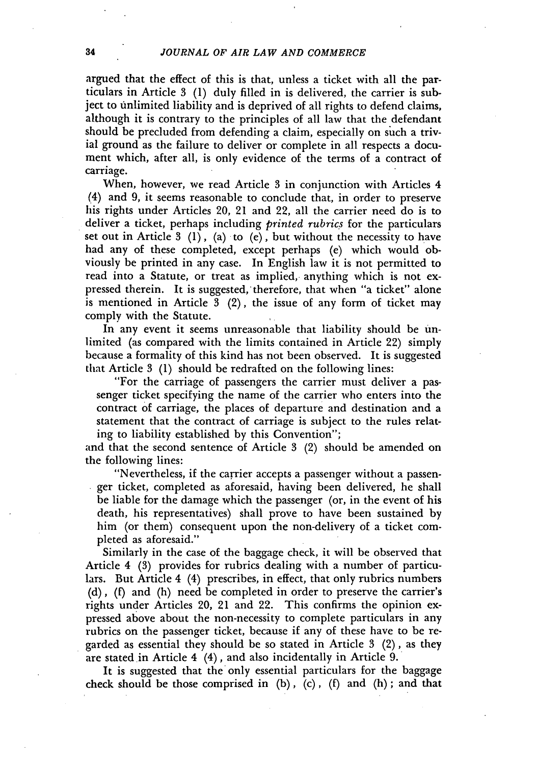argued that the effect of this is that, unless a ticket with all the particulars in Article 3 (1) duly filled in is delivered, the carrier is subject to unlimited liability and is deprived of all rights to defend claims, although it is contrary to the principles of all law that the defendant should be precluded from defending a claim, especially on such a trivial ground as the failure to deliver or complete in all respects a document which, after all, is only evidence of the terms of a contract of carriage.

When, however, we read Article 3 in conjunction with Articles 4 (4) and 9, it seems reasonable to conclude that, in order to preserve his rights under Articles 20, 21 and 22, all the carrier need do is to deliver a ticket, perhaps including *printed rubrics* for the particulars set out in Article 3 (1), (a) to (e), but without the necessity to have had any of these completed, except perhaps (e) which would obviously be printed in any case. In English law it is not permitted to read into a Statute, or treat as implied, anything which is not expressed therein. It is suggested, therefore, that when "a ticket" alone is mentioned in Article 3 (2), the issue of any form of ticket may comply with the Statute.

In any event it seems unreasonable that liability should be unlimited (as compared with the limits contained in Article 22) simply because a formality of this kind has not been observed. It is suggested that Article 3 (1) should be redrafted on the following lines:

> "For the carriage of passengers the carrier must deliver a passenger ticket specifying the name of the carrier who enters into the contract of carriage, the places of departure and destination and a statement that the contract of carriage is subject to the rules relating to liability established by this Convention";

and that the second sentence of Article 3 (2) should be amended on the following lines:

> "Nevertheless, if the carrier accepts a passenger without a passenger ticket, completed as aforesaid, having been delivered, he shall be liable for the damage which the passenger (or, in the event of his death, his representatives) shall prove to have been sustained by him (or them) consequent upon the non-delivery of a ticket completed as aforesaid."

Similarly in the case of the baggage check, it will be observed that Article 4 (3) provides for rubrics dealing with a number of particulars. But Article 4 (4) prescribes, in effect, that only rubrics numbers (d), (f) and (h) need be completed in order to preserve the carrier's rights under Articles 20, 21 and 22. This confirms the opinion expressed above about the non-necessity to complete particulars in any rubrics on the passenger ticket, because if any of these have to be regarded as essential they should be so stated in Article 3 (2), as they are stated in Article 4 (4), and also incidentally in Article 9.

It is suggested that the only essential particulars for the baggage check should be those comprised in (b), (c), (f) and (h); and that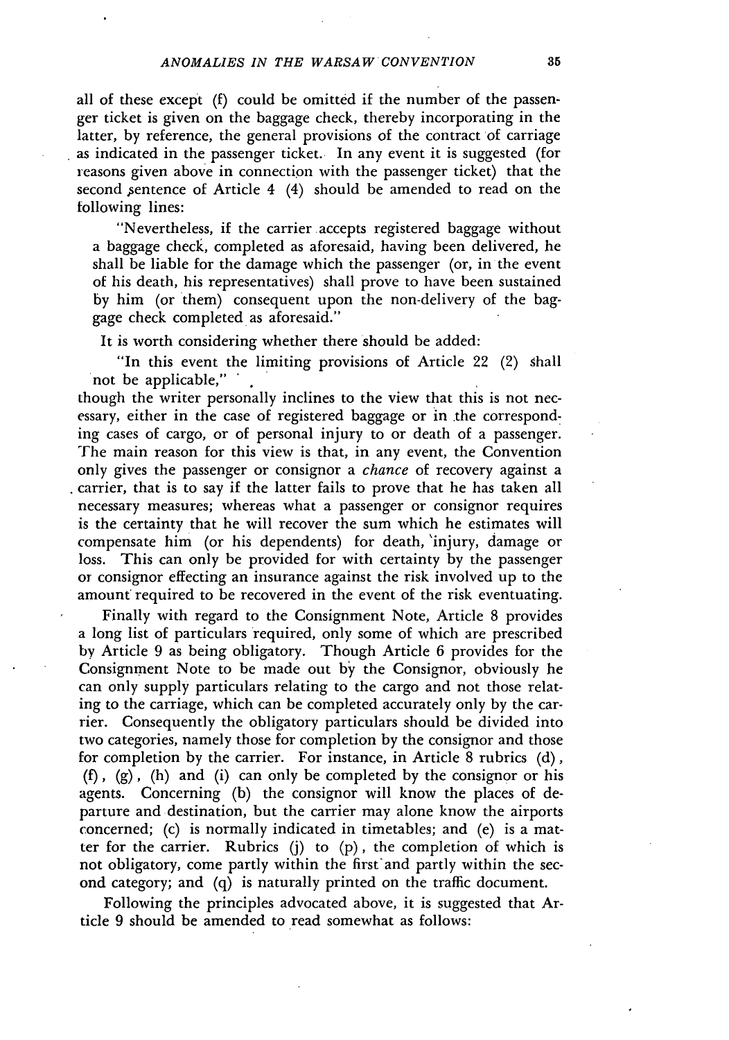all of these except (f) could be omitted if the number of the passenger ticket is given on the baggage check, thereby incorporating in the latter, by reference, the general provisions of the contract of carriage as indicated in the passenger ticket. In any event it is suggested (for reasons given above in connection with the passenger ticket) that the second sentence of Article 4 (4) should be amended to read on the following lines:

> "Nevertheless, if the carrier accepts registered baggage without a baggage check, completed as aforesaid, having been delivered, he shall be liable for the damage which the passenger (or, in the event of his death, his representatives) shall prove to have been sustained by him (or them) consequent upon the non-delivery of the baggage check completed as aforesaid."

It is worth considering whether there should be added:

> "In this event the limiting provisions of Article 22 (2) shall not be applicable,"

though the writer personally inclines to the view that this is not necessary, either in the case of registered baggage or in the corresponding cases of cargo, or of personal injury to or death of a passenger. The main reason for this view is that, in any event, the Convention only gives the passenger or consignor a *chance* of recovery against a carrier, that is to say if the latter fails to prove that he has taken all necessary measures; whereas what a passenger or consignor requires is the certainty that he will recover the sum which he estimates will compensate him (or his dependents) for death, injury, damage or loss. This can only be provided for with certainty by the passenger or consignor effecting an insurance against the risk involved up to the amount required to be recovered in the event of the risk eventuating.

Finally with regard to the Consignment Note, Article 8 provides a long list of particulars required, only some of which are prescribed by Article 9 as being obligatory. Though Article 6 provides for the Consignment Note to be made out by the Consignor, obviously he can only supply particulars relating to the cargo and not those relating to the carriage, which can be completed accurately only by the carrier. Consequently the obligatory particulars should be divided into two categories, namely those for completion by the consignor and those for completion by the carrier. For instance, in Article 8 rubrics (d), (f), (g), (h) and (i) can only be completed by the consignor or his agents. Concerning (b) the consignor will know the places of departure and destination, but the carrier may alone know the airports concerned; (c) is normally indicated in timetables; and (e) is a matter for the carrier. Rubrics (j) to (p), the completion of which is not obligatory, come partly within the first and partly within the second category; and (q) is naturally printed on the traffic document.

Following the principles advocated above, it is suggested that Article 9 should be amended to read somewhat as follows: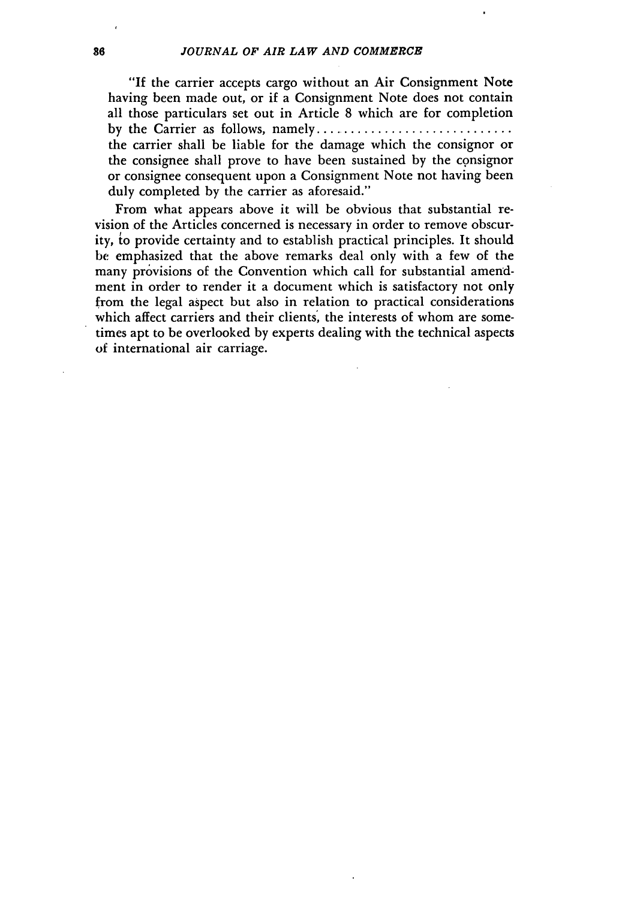> "If the carrier accepts cargo without an Air Consignment Note having been made out, or if a Consignment Note does not contain all those particulars set out in Article 8 which are for completion by the Carrier as follows, namely............................. the carrier shall be liable for the damage which the consignor or the consignee shall prove to have been sustained by the consignor or consignee consequent upon a Consignment Note not having been duly completed by the carrier as aforesaid."

From what appears above it will be obvious that substantial revision of the Articles concerned is necessary in order to remove obscurity, to provide certainty and to establish practical principles. It should be emphasized that the above remarks deal only with a few of the many provisions of the Convention which call for substantial amendment in order to render it a document which is satisfactory not only from the legal aspect but also in relation to practical considerations which affect carriers and their clients, the interests of whom are sometimes apt to be overlooked by experts dealing with the technical aspects of international air carriage.